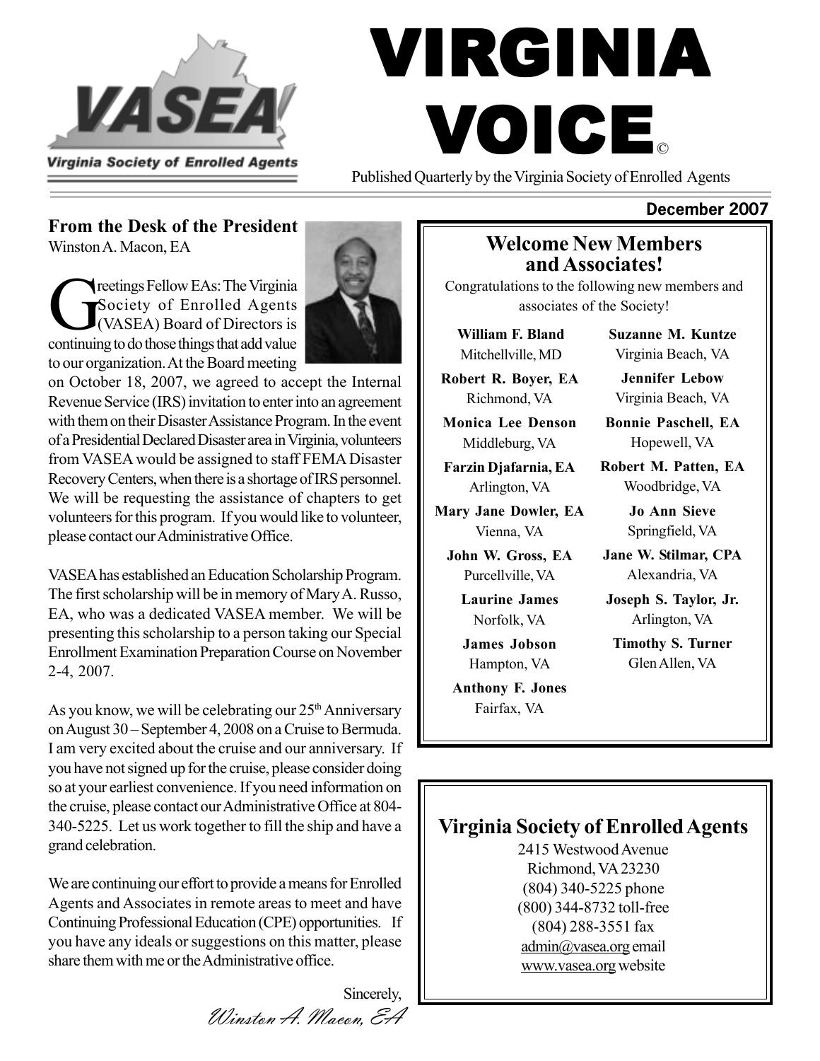# VIRGINIA VOICE©

Virginia Society of Enrolled Agents

Published Quarterly by the Virginia Society of Enrolled Agents

**December 2007**

## From the Desk of the President

Winston A. Macon, EA

Greetings Fellow EAs: The Virginia Society of Enrolled Agents (VASEA) Board of Directors is continuing to do those things that add value to our organization. At the Board meeting on October 18, 2007, we agreed to accept the Internal Revenue Service (IRS) invitation to enter into an agreement with them on their Disaster Assistance Program. In the event of a Presidential Declared Disaster area in Virginia, volunteers from VASEA would be assigned to staff FEMA Disaster Recovery Centers, when there is a shortage of IRS personnel. We will be requesting the assistance of chapters to get volunteers for this program. If you would like to volunteer, please contact our Administrative Office.

VASEA has established an Education Scholarship Program. The first scholarship will be in memory of Mary A. Russo, EA, who was a dedicated VASEA member. We will be presenting this scholarship to a person taking our Special Enrollment Examination Preparation Course on November 2-4, 2007.

As you know, we will be celebrating our 25th Anniversary on August 30 – September 4, 2008 on a Cruise to Bermuda. I am very excited about the cruise and our anniversary. If you have not signed up for the cruise, please consider doing so at your earliest convenience. If you need information on the cruise, please contact our Administrative Office at 804-340-5225. Let us work together to fill the ship and have a grand celebration.

We are continuing our effort to provide a means for Enrolled Agents and Associates in remote areas to meet and have Continuing Professional Education (CPE) opportunities. If you have any ideals or suggestions on this matter, please share them with me or the Administrative office.

Sincerely,

*Winston A. Macon, EA*

## Welcome New Members and Associates!

Congratulations to the following new members and associates of the Society!

**William F. Bland**
Mitchellville, MD

**Robert R. Boyer, EA**
Richmond, VA

**Monica Lee Denson**
Middleburg, VA

**Farzin Djafarnia, EA**
Arlington, VA

**Mary Jane Dowler, EA**
Vienna, VA

**John W. Gross, EA**
Purcellville, VA

**Laurine James**
Norfolk, VA

**James Jobson**
Hampton, VA

**Anthony F. Jones**
Fairfax, VA

**Suzanne M. Kuntze**
Virginia Beach, VA

**Jennifer Lebow**
Virginia Beach, VA

**Bonnie Paschell, EA**
Hopewell, VA

**Robert M. Patten, EA**
Woodbridge, VA

**Jo Ann Sieve**
Springfield, VA

**Jane W. Stilmar, CPA**
Alexandria, VA

**Joseph S. Taylor, Jr.**
Arlington, VA

**Timothy S. Turner**
Glen Allen, VA

## Virginia Society of Enrolled Agents

2415 Westwood Avenue
Richmond, VA 23230
(804) 340-5225 phone
(800) 344-8732 toll-free
(804) 288-3551 fax
admin@vasea.org email
www.vasea.org website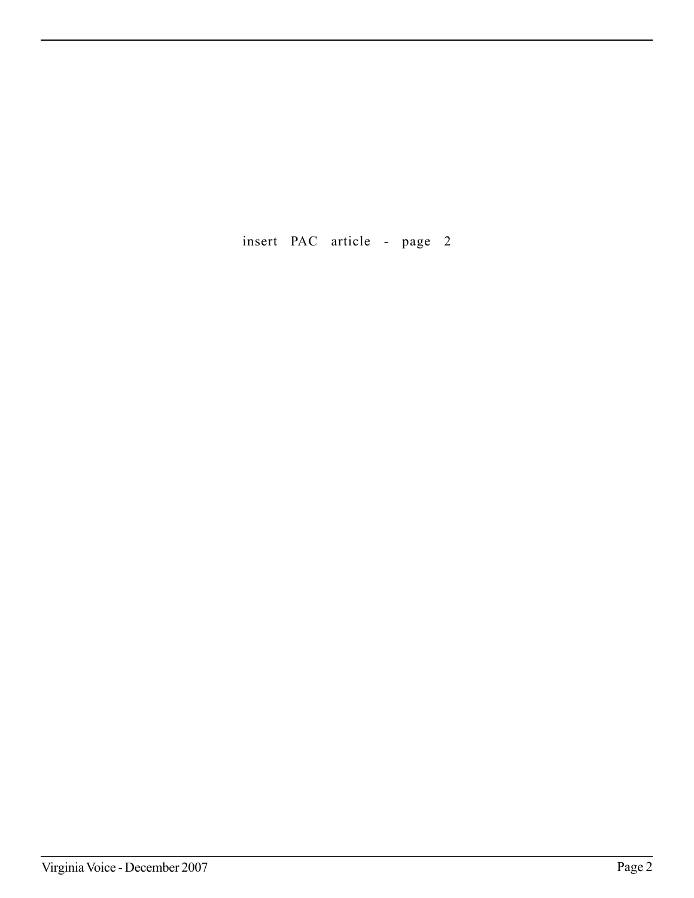insert PAC article - page 2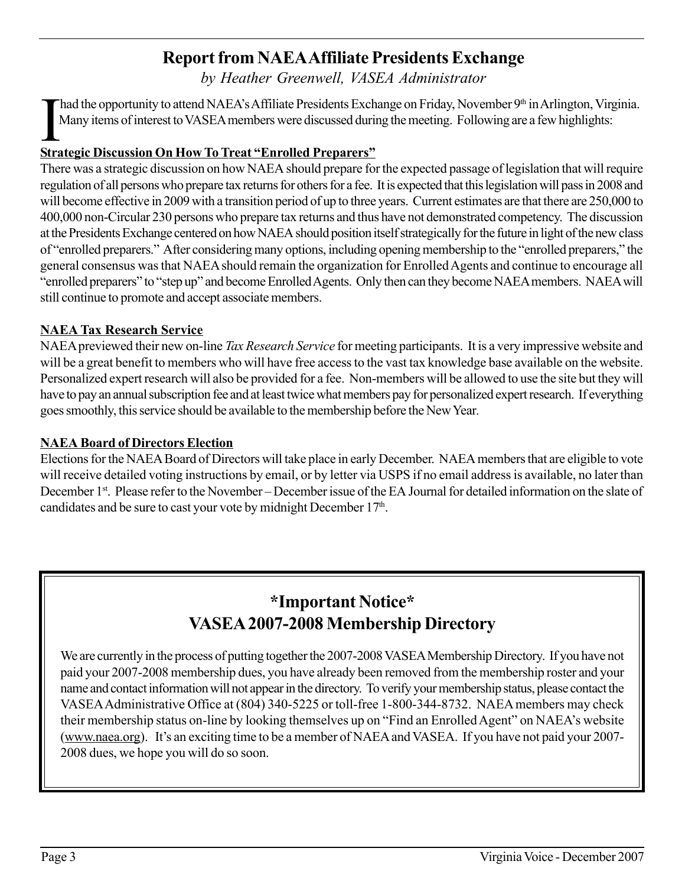## Report from NAEA Affiliate Presidents Exchange

*by Heather Greenwell, VASEA Administrator*

I had the opportunity to attend NAEA's Affiliate Presidents Exchange on Friday, November 9th in Arlington, Virginia. Many items of interest to VASEA members were discussed during the meeting. Following are a few highlights:

**Strategic Discussion On How To Treat "Enrolled Preparers"**

There was a strategic discussion on how NAEA should prepare for the expected passage of legislation that will require regulation of all persons who prepare tax returns for others for a fee. It is expected that this legislation will pass in 2008 and will become effective in 2009 with a transition period of up to three years. Current estimates are that there are 250,000 to 400,000 non-Circular 230 persons who prepare tax returns and thus have not demonstrated competency. The discussion at the Presidents Exchange centered on how NAEA should position itself strategically for the future in light of the new class of "enrolled preparers." After considering many options, including opening membership to the "enrolled preparers," the general consensus was that NAEA should remain the organization for Enrolled Agents and continue to encourage all "enrolled preparers" to "step up" and become Enrolled Agents. Only then can they become NAEA members. NAEA will still continue to promote and accept associate members.

**NAEA Tax Research Service**

NAEA previewed their new on-line *Tax Research Service* for meeting participants. It is a very impressive website and will be a great benefit to members who will have free access to the vast tax knowledge base available on the website. Personalized expert research will also be provided for a fee. Non-members will be allowed to use the site but they will have to pay an annual subscription fee and at least twice what members pay for personalized expert research. If everything goes smoothly, this service should be available to the membership before the New Year.

**NAEA Board of Directors Election**

Elections for the NAEA Board of Directors will take place in early December. NAEA members that are eligible to vote will receive detailed voting instructions by email, or by letter via USPS if no email address is available, no later than December 1st. Please refer to the November – December issue of the EA Journal for detailed information on the slate of candidates and be sure to cast your vote by midnight December 17th.

## *Important Notice*
## VASEA 2007-2008 Membership Directory

We are currently in the process of putting together the 2007-2008 VASEA Membership Directory. If you have not paid your 2007-2008 membership dues, you have already been removed from the membership roster and your name and contact information will not appear in the directory. To verify your membership status, please contact the VASEA Administrative Office at (804) 340-5225 or toll-free 1-800-344-8732. NAEA members may check their membership status on-line by looking themselves up on "Find an Enrolled Agent" on NAEA's website (www.naea.org). It's an exciting time to be a member of NAEA and VASEA. If you have not paid your 2007-2008 dues, we hope you will do so soon.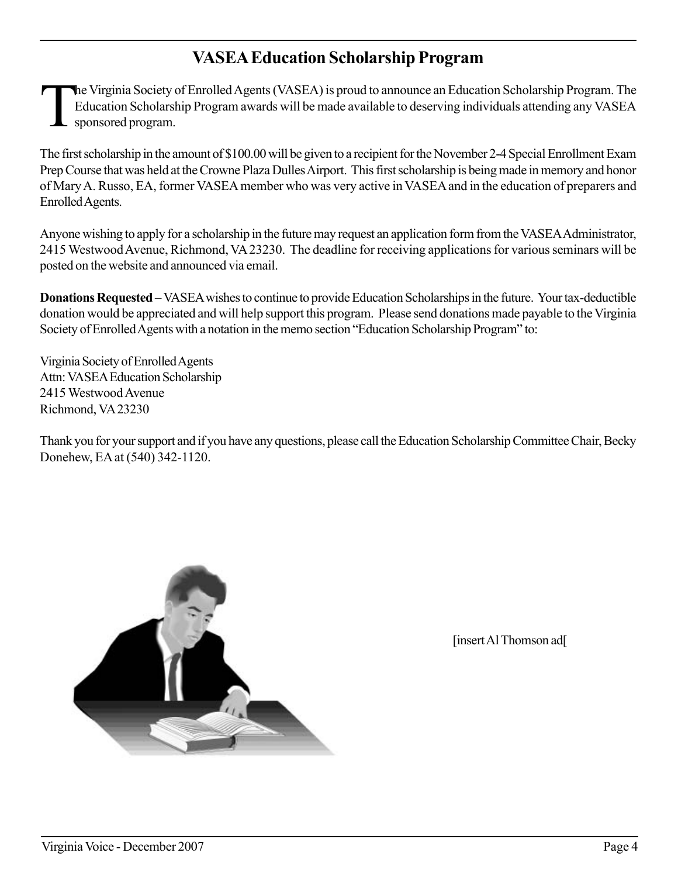# VASEA Education Scholarship Program

The Virginia Society of Enrolled Agents (VASEA) is proud to announce an Education Scholarship Program. The Education Scholarship Program awards will be made available to deserving individuals attending any VASEA sponsored program.

The first scholarship in the amount of $100.00 will be given to a recipient for the November 2-4 Special Enrollment Exam Prep Course that was held at the Crowne Plaza Dulles Airport. This first scholarship is being made in memory and honor of Mary A. Russo, EA, former VASEA member who was very active in VASEA and in the education of preparers and Enrolled Agents.

Anyone wishing to apply for a scholarship in the future may request an application form from the VASEA Administrator, 2415 Westwood Avenue, Richmond, VA 23230. The deadline for receiving applications for various seminars will be posted on the website and announced via email.

**Donations Requested** – VASEA wishes to continue to provide Education Scholarships in the future. Your tax-deductible donation would be appreciated and will help support this program. Please send donations made payable to the Virginia Society of Enrolled Agents with a notation in the memo section "Education Scholarship Program" to:

Virginia Society of Enrolled Agents
Attn: VASEA Education Scholarship
2415 Westwood Avenue
Richmond, VA 23230

Thank you for your support and if you have any questions, please call the Education Scholarship Committee Chair, Becky Donehew, EA at (540) 342-1120.

[insert Al Thomson ad[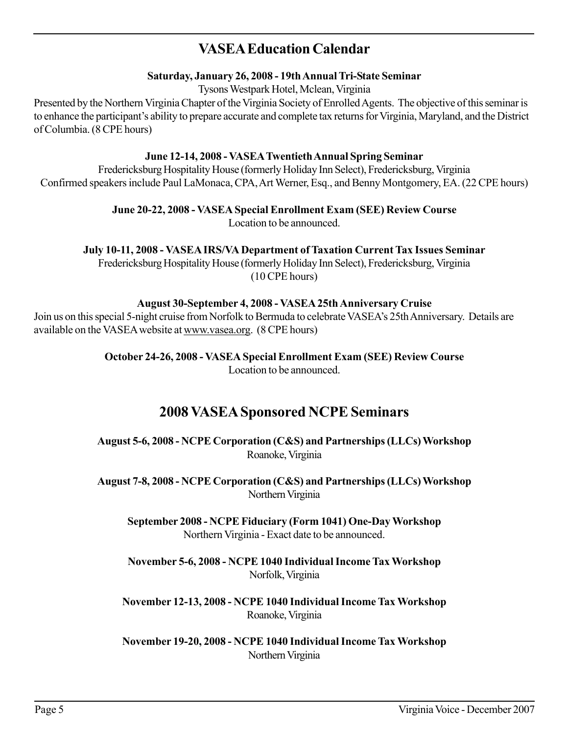## VASEA Education Calendar

**Saturday, January 26, 2008 - 19th Annual Tri-State Seminar**

Tysons Westpark Hotel, Mclean, Virginia

Presented by the Northern Virginia Chapter of the Virginia Society of Enrolled Agents. The objective of this seminar is to enhance the participant's ability to prepare accurate and complete tax returns for Virginia, Maryland, and the District of Columbia. (8 CPE hours)

**June 12-14, 2008 - VASEA Twentieth Annual Spring Seminar**

Fredericksburg Hospitality House (formerly Holiday Inn Select), Fredericksburg, Virginia

Confirmed speakers include Paul LaMonaca, CPA, Art Werner, Esq., and Benny Montgomery, EA. (22 CPE hours)

**June 20-22, 2008 - VASEA Special Enrollment Exam (SEE) Review Course**

Location to be announced.

**July 10-11, 2008 - VASEA IRS/VA Department of Taxation Current Tax Issues Seminar**

Fredericksburg Hospitality House (formerly Holiday Inn Select), Fredericksburg, Virginia

(10 CPE hours)

**August 30-September 4, 2008 - VASEA 25th Anniversary Cruise**

Join us on this special 5-night cruise from Norfolk to Bermuda to celebrate VASEA's 25th Anniversary. Details are available on the VASEA website at www.vasea.org. (8 CPE hours)

**October 24-26, 2008 - VASEA Special Enrollment Exam (SEE) Review Course**

Location to be announced.

## 2008 VASEA Sponsored NCPE Seminars

**August 5-6, 2008 - NCPE Corporation (C&S) and Partnerships (LLCs) Workshop**

Roanoke, Virginia

**August 7-8, 2008 - NCPE Corporation (C&S) and Partnerships (LLCs) Workshop**

Northern Virginia

**September 2008 - NCPE Fiduciary (Form 1041) One-Day Workshop**

Northern Virginia - Exact date to be announced.

**November 5-6, 2008 - NCPE 1040 Individual Income Tax Workshop**

Norfolk, Virginia

**November 12-13, 2008 - NCPE 1040 Individual Income Tax Workshop**

Roanoke, Virginia

**November 19-20, 2008 - NCPE 1040 Individual Income Tax Workshop**

Northern Virginia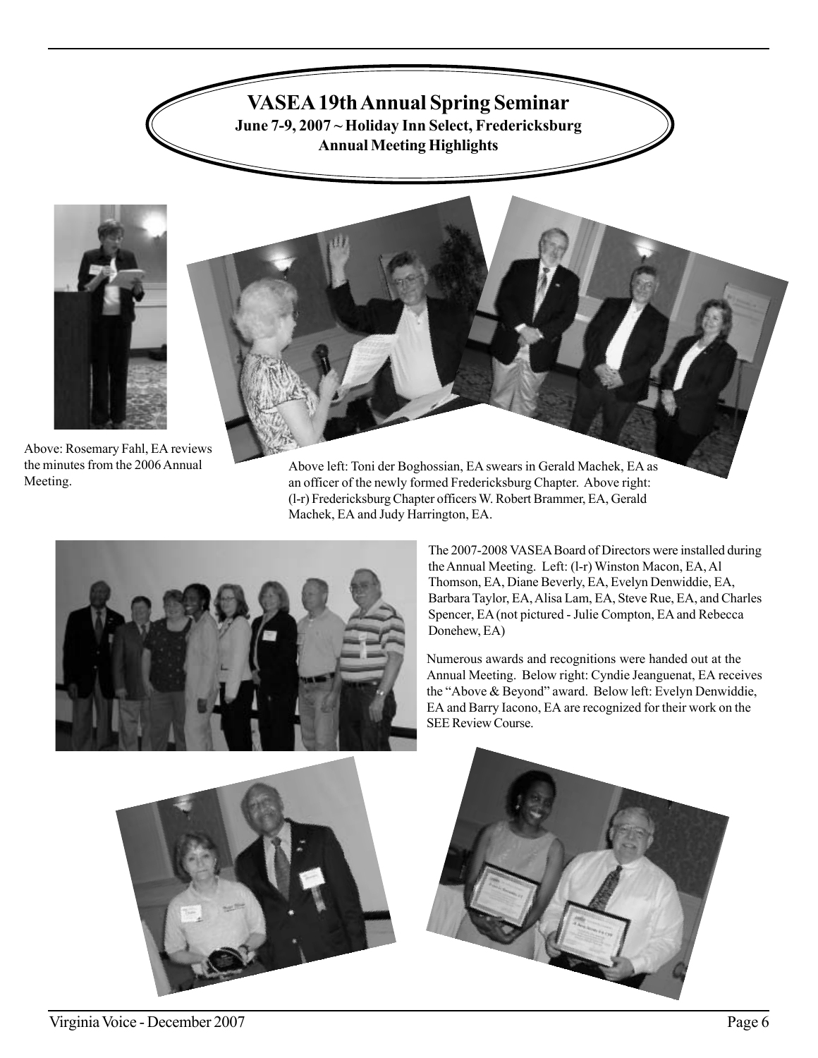# VASEA 19th Annual Spring Seminar

**June 7-9, 2007 ~ Holiday Inn Select, Fredericksburg**

**Annual Meeting Highlights**

Above: Rosemary Fahl, EA reviews the minutes from the 2006 Annual Meeting.

Above left: Toni der Boghossian, EA swears in Gerald Machek, EA as an officer of the newly formed Fredericksburg Chapter. Above right: (l-r) Fredericksburg Chapter officers W. Robert Brammer, EA, Gerald Machek, EA and Judy Harrington, EA.

The 2007-2008 VASEA Board of Directors were installed during the Annual Meeting. Left: (l-r) Winston Macon, EA, Al Thomson, EA, Diane Beverly, EA, Evelyn Denwiddie, EA, Barbara Taylor, EA, Alisa Lam, EA, Steve Rue, EA, and Charles Spencer, EA (not pictured - Julie Compton, EA and Rebecca Donehew, EA)

Numerous awards and recognitions were handed out at the Annual Meeting. Below right: Cyndie Jeanguenat, EA receives the "Above & Beyond" award. Below left: Evelyn Denwiddie, EA and Barry Iacono, EA are recognized for their work on the SEE Review Course.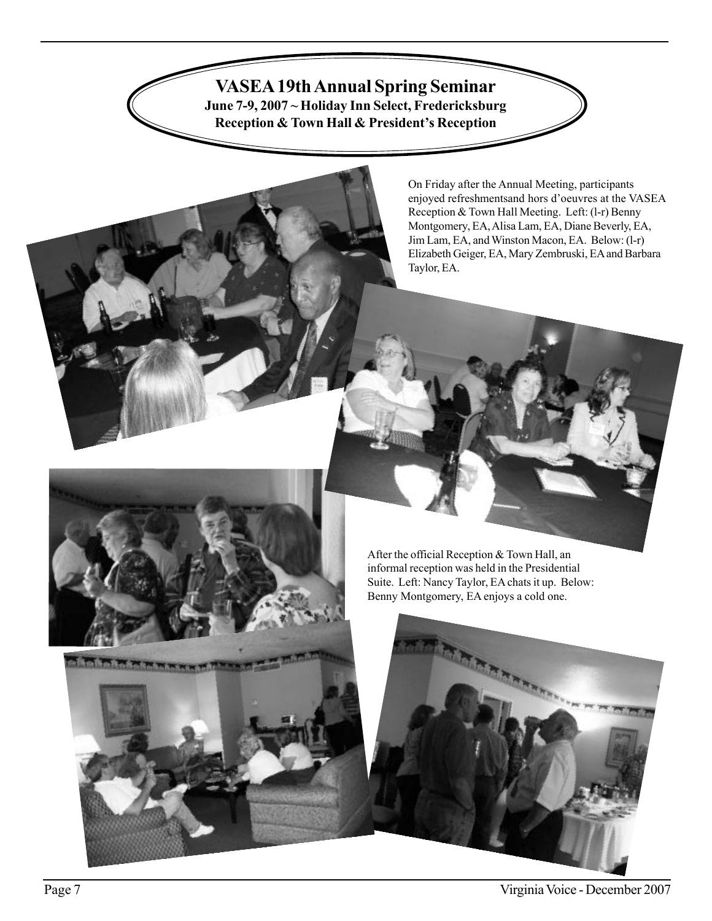# VASEA 19th Annual Spring Seminar

**June 7-9, 2007 ~ Holiday Inn Select, Fredericksburg**

**Reception & Town Hall & President's Reception**

On Friday after the Annual Meeting, participants enjoyed refreshmentsand hors d'oeuvres at the VASEA Reception & Town Hall Meeting. Left: (l-r) Benny Montgomery, EA, Alisa Lam, EA, Diane Beverly, EA, Jim Lam, EA, and Winston Macon, EA. Below: (l-r) Elizabeth Geiger, EA, Mary Zembruski, EA and Barbara Taylor, EA.

After the official Reception & Town Hall, an informal reception was held in the Presidential Suite. Left: Nancy Taylor, EA chats it up. Below: Benny Montgomery, EA enjoys a cold one.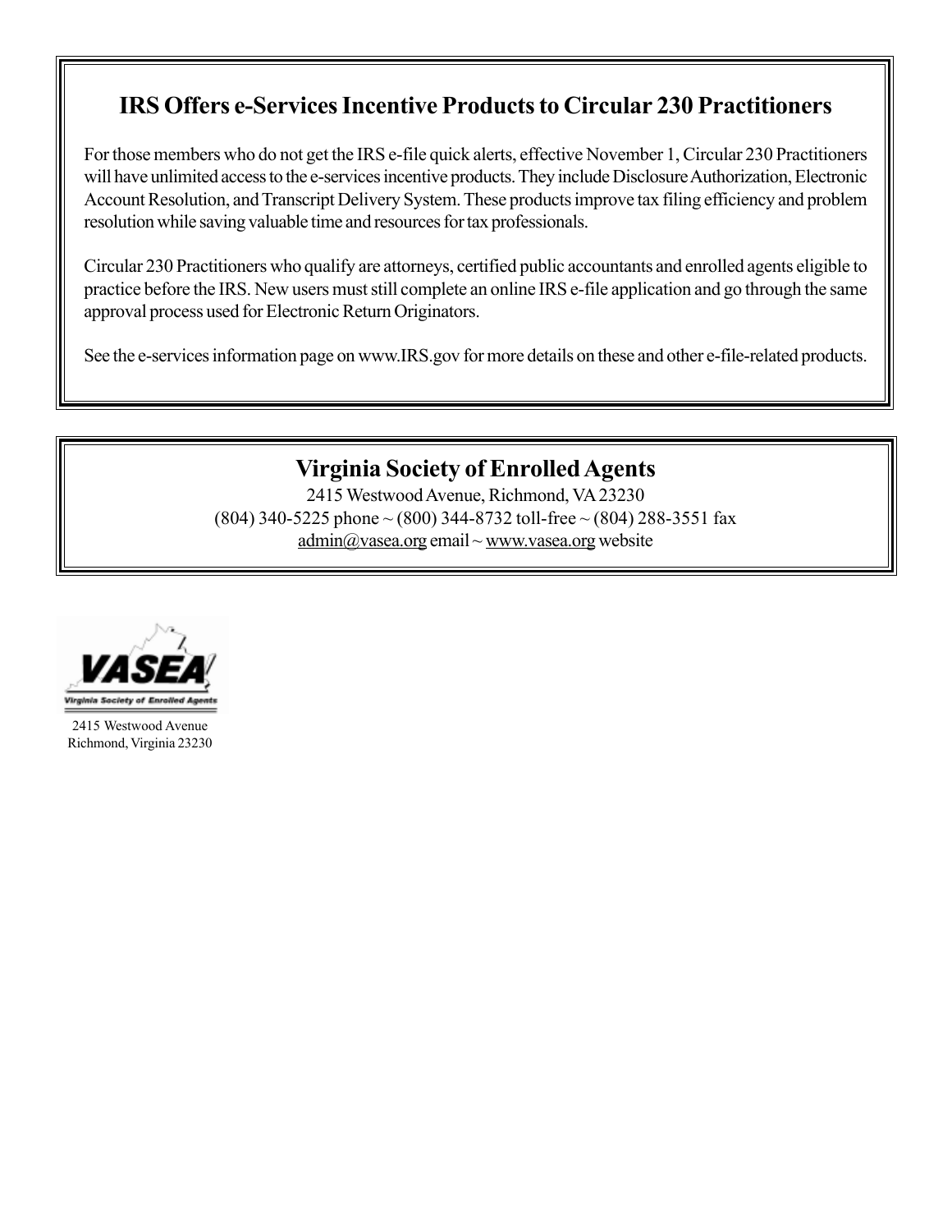## IRS Offers e-Services Incentive Products to Circular 230 Practitioners

For those members who do not get the IRS e-file quick alerts, effective November 1, Circular 230 Practitioners will have unlimited access to the e-services incentive products. They include Disclosure Authorization, Electronic Account Resolution, and Transcript Delivery System. These products improve tax filing efficiency and problem resolution while saving valuable time and resources for tax professionals.

Circular 230 Practitioners who qualify are attorneys, certified public accountants and enrolled agents eligible to practice before the IRS. New users must still complete an online IRS e-file application and go through the same approval process used for Electronic Return Originators.

See the e-services information page on www.IRS.gov for more details on these and other e-file-related products.

## Virginia Society of Enrolled Agents

2415 Westwood Avenue, Richmond, VA 23230
(804) 340-5225 phone ~ (800) 344-8732 toll-free ~ (804) 288-3551 fax
admin@vasea.org email ~ www.vasea.org website

VASEA
Virginia Society of Enrolled Agents

2415 Westwood Avenue
Richmond, Virginia 23230